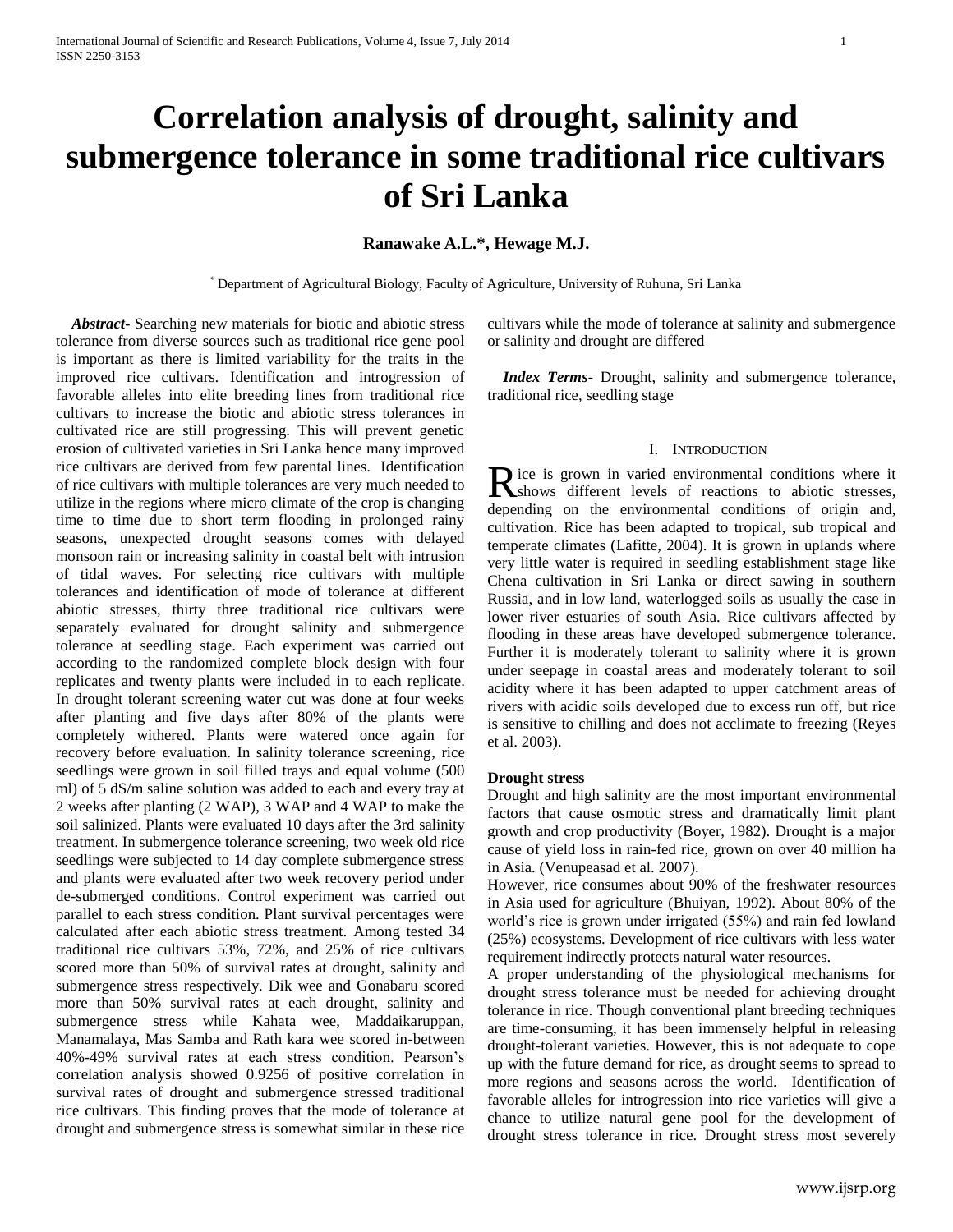# Correlation analysis of drought, salinity and submergence tolerance in some traditional rice cultivars of Sri Lanka

**Ranawake A.L.*, Hewage M.J.**

[*] Department of Agricultural Biology, Faculty of Agriculture, University of Ruhuna, Sri Lanka

***Abstract-*** Searching new materials for biotic and abiotic stress tolerance from diverse sources such as traditional rice gene pool is important as there is limited variability for the traits in the improved rice cultivars. Identification and introgression of favorable alleles into elite breeding lines from traditional rice cultivars to increase the biotic and abiotic stress tolerances in cultivated rice are still progressing. This will prevent genetic erosion of cultivated varieties in Sri Lanka hence many improved rice cultivars are derived from few parental lines. Identification of rice cultivars with multiple tolerances are very much needed to utilize in the regions where micro climate of the crop is changing time to time due to short term flooding in prolonged rainy seasons, unexpected drought seasons comes with delayed monsoon rain or increasing salinity in coastal belt with intrusion of tidal waves. For selecting rice cultivars with multiple tolerances and identification of mode of tolerance at different abiotic stresses, thirty three traditional rice cultivars were separately evaluated for drought salinity and submergence tolerance at seedling stage. Each experiment was carried out according to the randomized complete block design with four replicates and twenty plants were included in to each replicate. In drought tolerant screening water cut was done at four weeks after planting and five days after 80% of the plants were completely withered. Plants were watered once again for recovery before evaluation. In salinity tolerance screening, rice seedlings were grown in soil filled trays and equal volume (500 ml) of 5 dS/m saline solution was added to each and every tray at 2 weeks after planting (2 WAP), 3 WAP and 4 WAP to make the soil salinized. Plants were evaluated 10 days after the 3rd salinity treatment. In submergence tolerance screening, two week old rice seedlings were subjected to 14 day complete submergence stress and plants were evaluated after two week recovery period under de-submerged conditions. Control experiment was carried out parallel to each stress condition. Plant survival percentages were calculated after each abiotic stress treatment. Among tested 34 traditional rice cultivars 53%, 72%, and 25% of rice cultivars scored more than 50% of survival rates at drought, salinity and submergence stress respectively. Dik wee and Gonabaru scored more than 50% survival rates at each drought, salinity and submergence stress while Kahata wee, Maddaikaruppan, Manamalaya, Mas Samba and Rath kara wee scored in-between 40%-49% survival rates at each stress condition. Pearson's correlation analysis showed 0.9256 of positive correlation in survival rates of drought and submergence stressed traditional rice cultivars. This finding proves that the mode of tolerance at drought and submergence stress is somewhat similar in these rice cultivars while the mode of tolerance at salinity and submergence or salinity and drought are differed

***Index Terms*-** Drought, salinity and submergence tolerance, traditional rice, seedling stage

## I. Introduction

Rice is grown in varied environmental conditions where it shows different levels of reactions to abiotic stresses, depending on the environmental conditions of origin and, cultivation. Rice has been adapted to tropical, sub tropical and temperate climates (Lafitte, 2004). It is grown in uplands where very little water is required in seedling establishment stage like Chena cultivation in Sri Lanka or direct sawing in southern Russia, and in low land, waterlogged soils as usually the case in lower river estuaries of south Asia. Rice cultivars affected by flooding in these areas have developed submergence tolerance. Further it is moderately tolerant to salinity where it is grown under seepage in coastal areas and moderately tolerant to soil acidity where it has been adapted to upper catchment areas of rivers with acidic soils developed due to excess run off, but rice is sensitive to chilling and does not acclimate to freezing (Reyes et al. 2003).

**Drought stress**

Drought and high salinity are the most important environmental factors that cause osmotic stress and dramatically limit plant growth and crop productivity (Boyer, 1982). Drought is a major cause of yield loss in rain-fed rice, grown on over 40 million ha in Asia. (Venupeasad et al. 2007).

However, rice consumes about 90% of the freshwater resources in Asia used for agriculture (Bhuiyan, 1992). About 80% of the world's rice is grown under irrigated (55%) and rain fed lowland (25%) ecosystems. Development of rice cultivars with less water requirement indirectly protects natural water resources.

A proper understanding of the physiological mechanisms for drought stress tolerance must be needed for achieving drought tolerance in rice. Though conventional plant breeding techniques are time-consuming, it has been immensely helpful in releasing drought-tolerant varieties. However, this is not adequate to cope up with the future demand for rice, as drought seems to spread to more regions and seasons across the world. Identification of favorable alleles for introgression into rice varieties will give a chance to utilize natural gene pool for the development of drought stress tolerance in rice. Drought stress most severely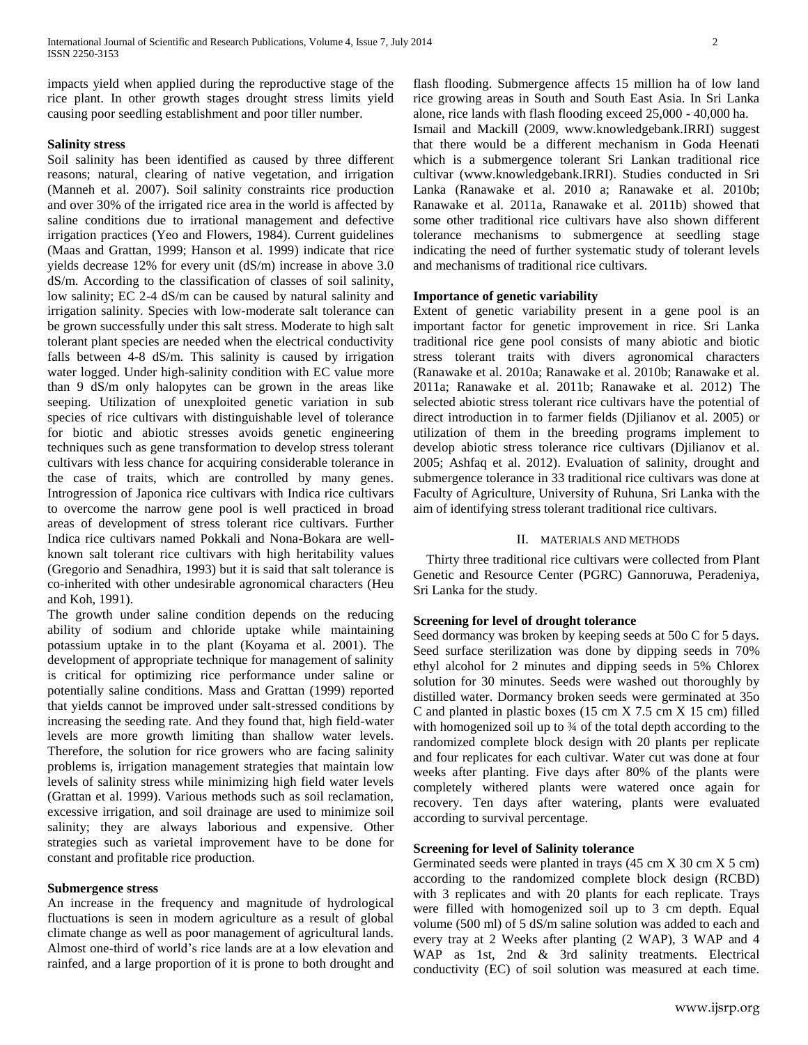impacts yield when applied during the reproductive stage of the rice plant. In other growth stages drought stress limits yield causing poor seedling establishment and poor tiller number.

**Salinity stress**

Soil salinity has been identified as caused by three different reasons; natural, clearing of native vegetation, and irrigation (Manneh et al. 2007). Soil salinity constraints rice production and over 30% of the irrigated rice area in the world is affected by saline conditions due to irrational management and defective irrigation practices (Yeo and Flowers, 1984). Current guidelines (Maas and Grattan, 1999; Hanson et al. 1999) indicate that rice yields decrease 12% for every unit (dS/m) increase in above 3.0 dS/m. According to the classification of classes of soil salinity, low salinity; EC 2-4 dS/m can be caused by natural salinity and irrigation salinity. Species with low-moderate salt tolerance can be grown successfully under this salt stress. Moderate to high salt tolerant plant species are needed when the electrical conductivity falls between 4-8 dS/m. This salinity is caused by irrigation water logged. Under high-salinity condition with EC value more than 9 dS/m only halopytes can be grown in the areas like seeping. Utilization of unexploited genetic variation in sub species of rice cultivars with distinguishable level of tolerance for biotic and abiotic stresses avoids genetic engineering techniques such as gene transformation to develop stress tolerant cultivars with less chance for acquiring considerable tolerance in the case of traits, which are controlled by many genes. Introgression of Japonica rice cultivars with Indica rice cultivars to overcome the narrow gene pool is well practiced in broad areas of development of stress tolerant rice cultivars. Further Indica rice cultivars named Pokkali and Nona-Bokara are well-known salt tolerant rice cultivars with high heritability values (Gregorio and Senadhira, 1993) but it is said that salt tolerance is co-inherited with other undesirable agronomical characters (Heu and Koh, 1991).

The growth under saline condition depends on the reducing ability of sodium and chloride uptake while maintaining potassium uptake in to the plant (Koyama et al. 2001). The development of appropriate technique for management of salinity is critical for optimizing rice performance under saline or potentially saline conditions. Mass and Grattan (1999) reported that yields cannot be improved under salt-stressed conditions by increasing the seeding rate. And they found that, high field-water levels are more growth limiting than shallow water levels. Therefore, the solution for rice growers who are facing salinity problems is, irrigation management strategies that maintain low levels of salinity stress while minimizing high field water levels (Grattan et al. 1999). Various methods such as soil reclamation, excessive irrigation, and soil drainage are used to minimize soil salinity; they are always laborious and expensive. Other strategies such as varietal improvement have to be done for constant and profitable rice production.

**Submergence stress**

An increase in the frequency and magnitude of hydrological fluctuations is seen in modern agriculture as a result of global climate change as well as poor management of agricultural lands. Almost one-third of world's rice lands are at a low elevation and rainfed, and a large proportion of it is prone to both drought and flash flooding. Submergence affects 15 million ha of low land rice growing areas in South and South East Asia. In Sri Lanka alone, rice lands with flash flooding exceed 25,000 - 40,000 ha.

Ismail and Mackill (2009, www.knowledgebank.IRRI) suggest that there would be a different mechanism in Goda Heenati which is a submergence tolerant Sri Lankan traditional rice cultivar (www.knowledgebank.IRRI). Studies conducted in Sri Lanka (Ranawake et al. 2010 a; Ranawake et al. 2010b; Ranawake et al. 2011a, Ranawake et al. 2011b) showed that some other traditional rice cultivars have also shown different tolerance mechanisms to submergence at seedling stage indicating the need of further systematic study of tolerant levels and mechanisms of traditional rice cultivars.

**Importance of genetic variability**

Extent of genetic variability present in a gene pool is an important factor for genetic improvement in rice. Sri Lanka traditional rice gene pool consists of many abiotic and biotic stress tolerant traits with divers agronomical characters (Ranawake et al. 2010a; Ranawake et al. 2010b; Ranawake et al. 2011a; Ranawake et al. 2011b; Ranawake et al. 2012) The selected abiotic stress tolerant rice cultivars have the potential of direct introduction in to farmer fields (Djilianov et al. 2005) or utilization of them in the breeding programs implement to develop abiotic stress tolerance rice cultivars (Djilianov et al. 2005; Ashfaq et al. 2012). Evaluation of salinity, drought and submergence tolerance in 33 traditional rice cultivars was done at Faculty of Agriculture, University of Ruhuna, Sri Lanka with the aim of identifying stress tolerant traditional rice cultivars.

## II. MATERIALS AND METHODS

Thirty three traditional rice cultivars were collected from Plant Genetic and Resource Center (PGRC) Gannoruwa, Peradeniya, Sri Lanka for the study.

**Screening for level of drought tolerance**

Seed dormancy was broken by keeping seeds at 50o C for 5 days. Seed surface sterilization was done by dipping seeds in 70% ethyl alcohol for 2 minutes and dipping seeds in 5% Chlorex solution for 30 minutes. Seeds were washed out thoroughly by distilled water. Dormancy broken seeds were germinated at 35o C and planted in plastic boxes (15 cm X 7.5 cm X 15 cm) filled with homogenized soil up to ¾ of the total depth according to the randomized complete block design with 20 plants per replicate and four replicates for each cultivar. Water cut was done at four weeks after planting. Five days after 80% of the plants were completely withered plants were watered once again for recovery. Ten days after watering, plants were evaluated according to survival percentage.

**Screening for level of Salinity tolerance**

Germinated seeds were planted in trays (45 cm X 30 cm X 5 cm) according to the randomized complete block design (RCBD) with 3 replicates and with 20 plants for each replicate. Trays were filled with homogenized soil up to 3 cm depth. Equal volume (500 ml) of 5 dS/m saline solution was added to each and every tray at 2 Weeks after planting (2 WAP), 3 WAP and 4 WAP as 1st, 2nd & 3rd salinity treatments. Electrical conductivity (EC) of soil solution was measured at each time.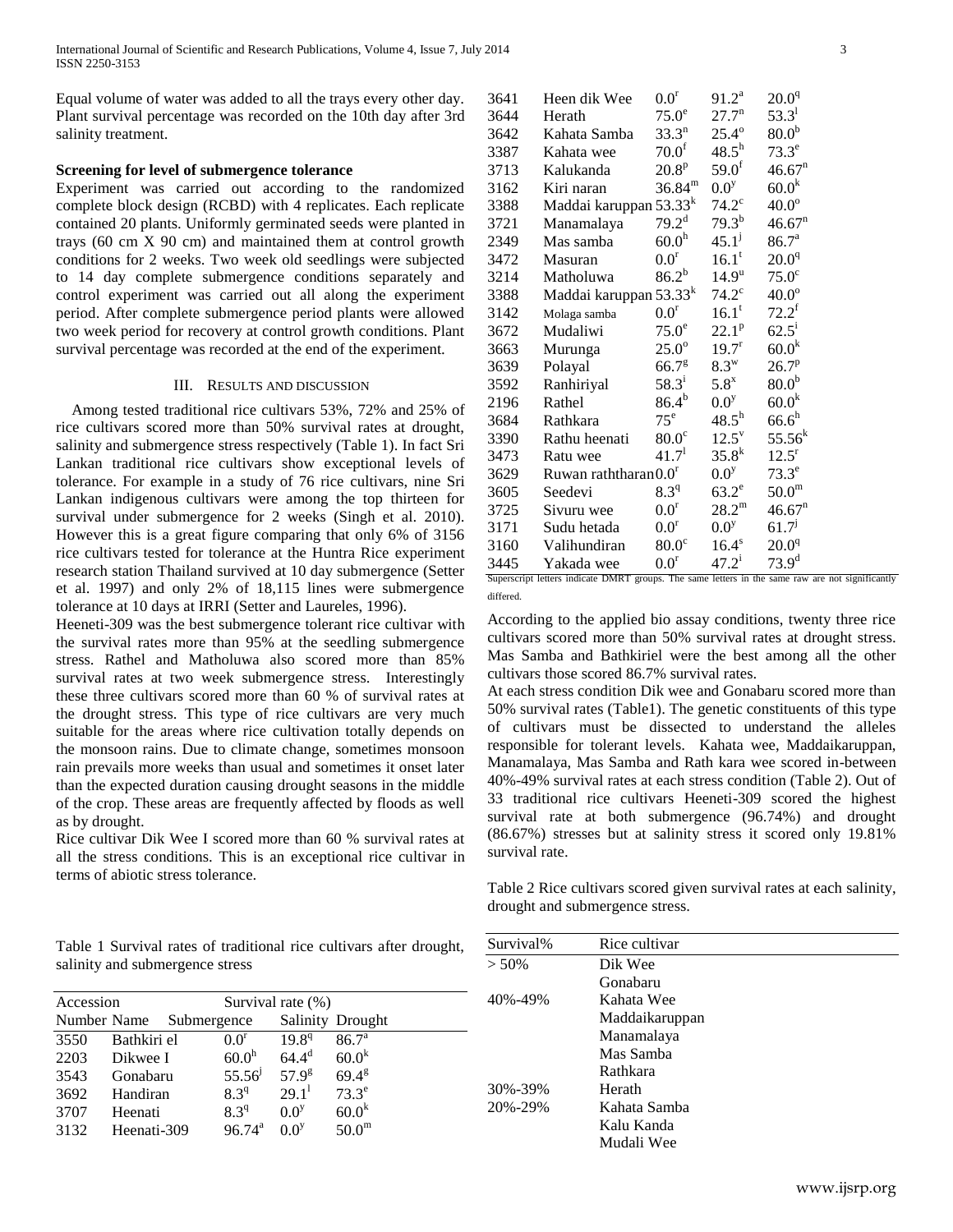Equal volume of water was added to all the trays every other day. Plant survival percentage was recorded on the 10th day after 3rd salinity treatment.

**Screening for level of submergence tolerance**

Experiment was carried out according to the randomized complete block design (RCBD) with 4 replicates. Each replicate contained 20 plants. Uniformly germinated seeds were planted in trays (60 cm X 90 cm) and maintained them at control growth conditions for 2 weeks. Two week old seedlings were subjected to 14 day complete submergence conditions separately and control experiment was carried out all along the experiment period. After complete submergence period plants were allowed two week period for recovery at control growth conditions. Plant survival percentage was recorded at the end of the experiment.

## III. Results and Discussion

Among tested traditional rice cultivars 53%, 72% and 25% of rice cultivars scored more than 50% survival rates at drought, salinity and submergence stress respectively (Table 1). In fact Sri Lankan traditional rice cultivars show exceptional levels of tolerance. For example in a study of 76 rice cultivars, nine Sri Lankan indigenous cultivars were among the top thirteen for survival under submergence for 2 weeks (Singh et al. 2010). However this is a great figure comparing that only 6% of 3156 rice cultivars tested for tolerance at the Huntra Rice experiment research station Thailand survived at 10 day submergence (Setter et al. 1997) and only 2% of 18,115 lines were submergence tolerance at 10 days at IRRI (Setter and Laureles, 1996).

Heeneti-309 was the best submergence tolerant rice cultivar with the survival rates more than 95% at the seedling submergence stress. Rathel and Matholuwa also scored more than 85% survival rates at two week submergence stress. Interestingly these three cultivars scored more than 60 % of survival rates at the drought stress. This type of rice cultivars are very much suitable for the areas where rice cultivation totally depends on the monsoon rains. Due to climate change, sometimes monsoon rain prevails more weeks than usual and sometimes it onset later than the expected duration causing drought seasons in the middle of the crop. These areas are frequently affected by floods as well as by drought.

Rice cultivar Dik Wee I scored more than 60 % survival rates at all the stress conditions. This is an exceptional rice cultivar in terms of abiotic stress tolerance.

Table 1 Survival rates of traditional rice cultivars after drought, salinity and submergence stress

| Accession Number | Name | Survival rate (%) Submergence | Salinity | Drought |
|---|---|---|---|---|
| 3550 | Bathkiri el | $0.0^{r}$ | $19.8^{q}$ | $86.7^{a}$ |
| 2203 | Dikwee I | $60.0^{h}$ | $64.4^{d}$ | $60.0^{k}$ |
| 3543 | Gonabaru | $55.56^{j}$ | $57.9^{g}$ | $69.4^{g}$ |
| 3692 | Handiran | $8.3^{q}$ | $29.1^{l}$ | $73.3^{e}$ |
| 3707 | Heenati | $8.3^{q}$ | $0.0^{y}$ | $60.0^{k}$ |
| 3132 | Heenati-309 | $96.74^{a}$ | $0.0^{y}$ | $50.0^{m}$ |
| 3641 | Heen dik Wee | $0.0^{r}$ | $91.2^{a}$ | $20.0^{q}$ |
| 3644 | Herath | $75.0^{e}$ | $27.7^{n}$ | $53.3^{l}$ |
| 3642 | Kahata Samba | $33.3^{n}$ | $25.4^{o}$ | $80.0^{b}$ |
| 3387 | Kahata wee | $70.0^{f}$ | $48.5^{h}$ | $73.3^{e}$ |
| 3713 | Kalukanda | $20.8^{p}$ | $59.0^{f}$ | $46.67^{n}$ |
| 3162 | Kiri naran | $36.84^{m}$ | $0.0^{y}$ | $60.0^{k}$ |
| 3388 | Maddai karuppan | $53.33^{k}$ | $74.2^{c}$ | $40.0^{o}$ |
| 3721 | Manamalaya | $79.2^{d}$ | $79.3^{b}$ | $46.67^{n}$ |
| 2349 | Mas samba | $60.0^{h}$ | $45.1^{j}$ | $86.7^{a}$ |
| 3472 | Masuran | $0.0^{r}$ | $16.1^{t}$ | $20.0^{q}$ |
| 3214 | Matholuwa | $86.2^{b}$ | $14.9^{u}$ | $75.0^{c}$ |
| 3388 | Maddai karuppan | $53.33^{k}$ | $74.2^{c}$ | $40.0^{o}$ |
| 3142 | Molaga samba | $0.0^{r}$ | $16.1^{t}$ | $72.2^{f}$ |
| 3672 | Mudaliwi | $75.0^{e}$ | $22.1^{p}$ | $62.5^{i}$ |
| 3663 | Murunga | $25.0^{o}$ | $19.7^{r}$ | $60.0^{k}$ |
| 3639 | Polayal | $66.7^{g}$ | $8.3^{w}$ | $26.7^{p}$ |
| 3592 | Ranhiriyal | $58.3^{i}$ | $5.8^{x}$ | $80.0^{b}$ |
| 2196 | Rathel | $86.4^{b}$ | $0.0^{y}$ | $60.0^{k}$ |
| 3684 | Rathkara | $75^{e}$ | $48.5^{h}$ | $66.6^{h}$ |
| 3390 | Rathu heenati | $80.0^{c}$ | $12.5^{v}$ | $55.56^{k}$ |
| 3473 | Ratu wee | $41.7^{l}$ | $35.8^{k}$ | $12.5^{r}$ |
| 3629 | Ruwan raththaran | $0.0^{r}$ | $0.0^{y}$ | $73.3^{e}$ |
| 3605 | Seedevi | $8.3^{q}$ | $63.2^{e}$ | $50.0^{m}$ |
| 3725 | Sivuru wee | $0.0^{r}$ | $28.2^{m}$ | $46.67^{n}$ |
| 3171 | Sudu hetada | $0.0^{r}$ | $0.0^{y}$ | $61.7^{j}$ |
| 3160 | Valihundiran | $80.0^{c}$ | $16.4^{s}$ | $20.0^{q}$ |
| 3445 | Yakada wee | $0.0^{r}$ | $47.2^{i}$ | $73.9^{d}$ |

Superscript letters indicate DMRT groups. The same letters in the same raw are not significantly differed.

According to the applied bio assay conditions, twenty three rice cultivars scored more than 50% survival rates at drought stress. Mas Samba and Bathkiriel were the best among all the other cultivars those scored 86.7% survival rates.

At each stress condition Dik wee and Gonabaru scored more than 50% survival rates (Table1). The genetic constituents of this type of cultivars must be dissected to understand the alleles responsible for tolerant levels. Kahata wee, Maddaikaruppan, Manamalaya, Mas Samba and Rath kara wee scored in-between 40%-49% survival rates at each stress condition (Table 2). Out of 33 traditional rice cultivars Heeneti-309 scored the highest survival rate at both submergence (96.74%) and drought (86.67%) stresses but at salinity stress it scored only 19.81% survival rate.

Table 2 Rice cultivars scored given survival rates at each salinity, drought and submergence stress.

| Survival% | Rice cultivar |
|---|---|
| > 50% | Dik Wee |
| | Gonabaru |
| 40%-49% | Kahata Wee |
| | Maddaikaruppan |
| | Manamalaya |
| | Mas Samba |
| | Rathkara |
| 30%-39% | Herath |
| 20%-29% | Kahata Samba |
| | Kalu Kanda |
| | Mudali Wee |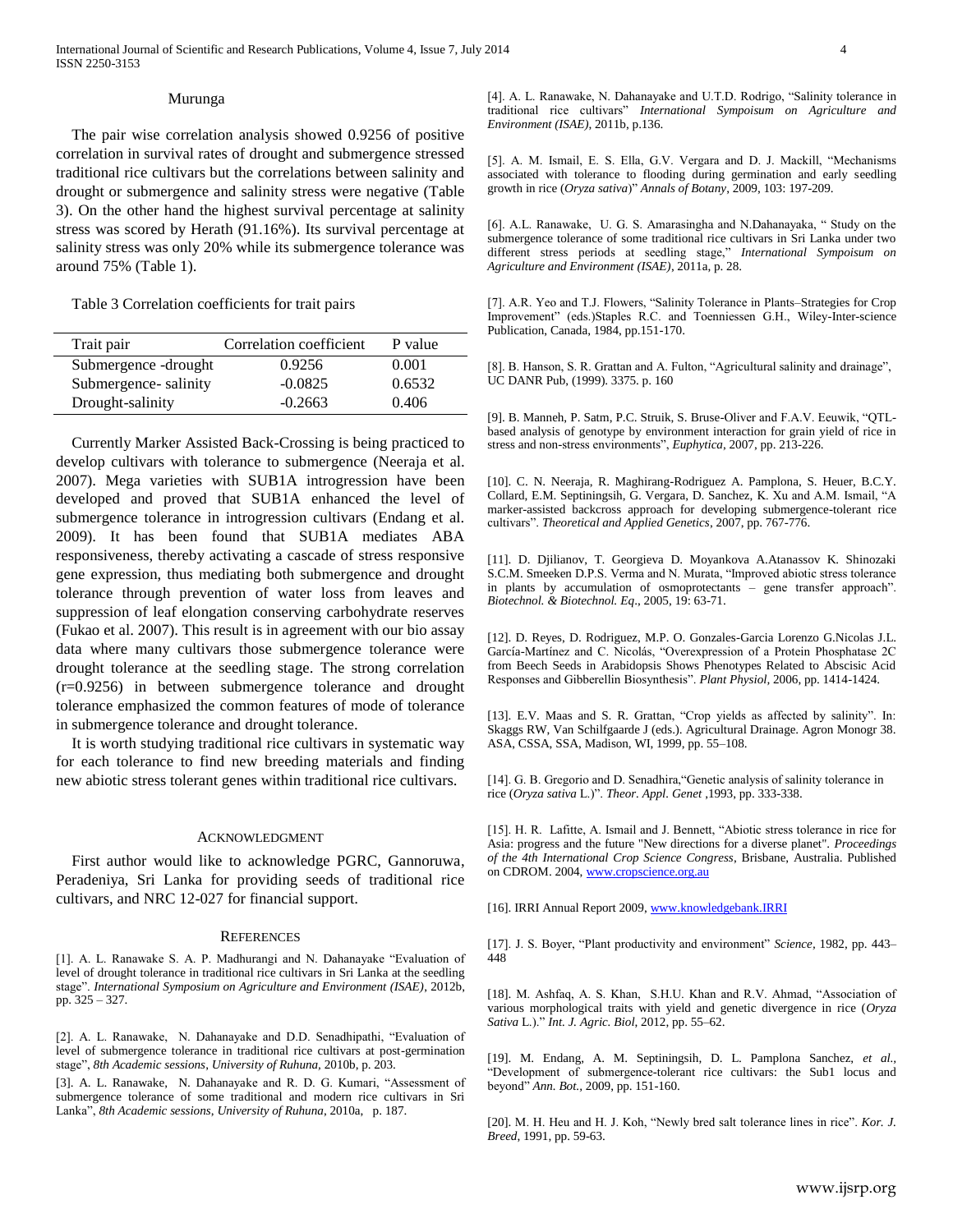Murunga

The pair wise correlation analysis showed 0.9256 of positive correlation in survival rates of drought and submergence stressed traditional rice cultivars but the correlations between salinity and drought or submergence and salinity stress were negative (Table 3). On the other hand the highest survival percentage at salinity stress was scored by Herath (91.16%). Its survival percentage at salinity stress was only 20% while its submergence tolerance was around 75% (Table 1).

Table 3 Correlation coefficients for trait pairs

| Trait pair | Correlation coefficient | P value |
|---|---|---|
| Submergence -drought | 0.9256 | 0.001 |
| Submergence- salinity | -0.0825 | 0.6532 |
| Drought-salinity | -0.2663 | 0.406 |

Currently Marker Assisted Back-Crossing is being practiced to develop cultivars with tolerance to submergence (Neeraja et al. 2007). Mega varieties with SUB1A introgression have been developed and proved that SUB1A enhanced the level of submergence tolerance in introgression cultivars (Endang et al. 2009). It has been found that SUB1A mediates ABA responsiveness, thereby activating a cascade of stress responsive gene expression, thus mediating both submergence and drought tolerance through prevention of water loss from leaves and suppression of leaf elongation conserving carbohydrate reserves (Fukao et al. 2007). This result is in agreement with our bio assay data where many cultivars those submergence tolerance were drought tolerance at the seedling stage. The strong correlation (r=0.9256) in between submergence tolerance and drought tolerance emphasized the common features of mode of tolerance in submergence tolerance and drought tolerance.

It is worth studying traditional rice cultivars in systematic way for each tolerance to find new breeding materials and finding new abiotic stress tolerant genes within traditional rice cultivars.

## Acknowledgment

First author would like to acknowledge PGRC, Gannoruwa, Peradeniya, Sri Lanka for providing seeds of traditional rice cultivars, and NRC 12-027 for financial support.

## References

[1]. A. L. Ranawake S. A. P. Madhurangi and N. Dahanayake "Evaluation of level of drought tolerance in traditional rice cultivars in Sri Lanka at the seedling stage". *International Symposium on Agriculture and Environment (ISAE)*, 2012b, pp. 325 – 327.

[2]. A. L. Ranawake, N. Dahanayake and D.D. Senadhipathi, "Evaluation of level of submergence tolerance in traditional rice cultivars at post-germination stage", *8th Academic sessions, University of Ruhuna*, 2010b, p. 203.

[3]. A. L. Ranawake, N. Dahanayake and R. D. G. Kumari, "Assessment of submergence tolerance of some traditional and modern rice cultivars in Sri Lanka", *8th Academic sessions, University of Ruhuna*, 2010a, p. 187.

[4]. A. L. Ranawake, N. Dahanayake and U.T.D. Rodrigo, "Salinity tolerance in traditional rice cultivars" *International Sympoisum on Agriculture and Environment (ISAE)*, 2011b, p.136.

[5]. A. M. Ismail, E. S. Ella, G.V. Vergara and D. J. Mackill, "Mechanisms associated with tolerance to flooding during germination and early seedling growth in rice (*Oryza sativa*)" *Annals of Botany*, 2009, 103: 197-209.

[6]. A.L. Ranawake, U. G. S. Amarasingha and N.Dahanayaka, " Study on the submergence tolerance of some traditional rice cultivars in Sri Lanka under two different stress periods at seedling stage," *International Sympoisum on Agriculture and Environment (ISAE)*, 2011a, p. 28.

[7]. A.R. Yeo and T.J. Flowers, "Salinity Tolerance in Plants–Strategies for Crop Improvement" (eds.)Staples R.C. and Toenniessen G.H., Wiley-Inter-science Publication, Canada, 1984, pp.151-170.

[8]. B. Hanson, S. R. Grattan and A. Fulton, "Agricultural salinity and drainage", UC DANR Pub, (1999). 3375. p. 160

[9]. B. Manneh, P. Satm, P.C. Struik, S. Bruse-Oliver and F.A.V. Eeuwik, "QTL-based analysis of genotype by environment interaction for grain yield of rice in stress and non-stress environments", *Euphytica*, 2007, pp. 213-226.

[10]. C. N. Neeraja, R. Maghirang-Rodriguez A. Pamplona, S. Heuer, B.C.Y. Collard, E.M. Septiningsih, G. Vergara, D. Sanchez, K. Xu and A.M. Ismail, "A marker-assisted backcross approach for developing submergence-tolerant rice cultivars". *Theoretical and Applied Genetics*, 2007, pp. 767-776.

[11]. D. Djilianov, T. Georgieva D. Moyankova A.Atanassov K. Shinozaki S.C.M. Smeeken D.P.S. Verma and N. Murata, "Improved abiotic stress tolerance in plants by accumulation of osmoprotectants – gene transfer approach". *Biotechnol. & Biotechnol. Eq*., 2005, 19: 63-71.

[12]. D. Reyes, D. Rodriguez, M.P. O. Gonzales-Garcia Lorenzo G.Nicolas J.L. García-Martínez and C. Nicolás, "Overexpression of a Protein Phosphatase 2C from Beech Seeds in Arabidopsis Shows Phenotypes Related to Abscisic Acid Responses and Gibberellin Biosynthesis". *Plant Physiol*, 2006, pp. 1414-1424.

[13]. E.V. Maas and S. R. Grattan, "Crop yields as affected by salinity". In: Skaggs RW, Van Schilfgaarde J (eds.). Agricultural Drainage. Agron Monogr 38. ASA, CSSA, SSA, Madison, WI, 1999, pp. 55–108.

[14]. G. B. Gregorio and D. Senadhira,"Genetic analysis of salinity tolerance in rice (*Oryza sativa* L.)". *Theor. Appl. Genet* ,1993, pp. 333-338.

[15]. H. R. Lafitte, A. Ismail and J. Bennett, "Abiotic stress tolerance in rice for Asia: progress and the future "New directions for a diverse planet". *Proceedings of the 4th International Crop Science Congress*, Brisbane, Australia. Published on CDROM. 2004, www.cropscience.org.au

[16]. IRRI Annual Report 2009, www.knowledgebank.IRRI

[17]. J. S. Boyer, "Plant productivity and environment" *Science*, 1982, pp. 443–448

[18]. M. Ashfaq, A. S. Khan, S.H.U. Khan and R.V. Ahmad, "Association of various morphological traits with yield and genetic divergence in rice (*Oryza Sativa* L.)." *Int. J. Agric. Biol*, 2012, pp. 55–62.

[19]. M. Endang, A. M. Septiningsih, D. L. Pamplona Sanchez, *et al.*, "Development of submergence-tolerant rice cultivars: the Sub1 locus and beyond" *Ann. Bot.*, 2009, pp. 151-160.

[20]. M. H. Heu and H. J. Koh, "Newly bred salt tolerance lines in rice". *Kor. J. Breed*, 1991, pp. 59-63.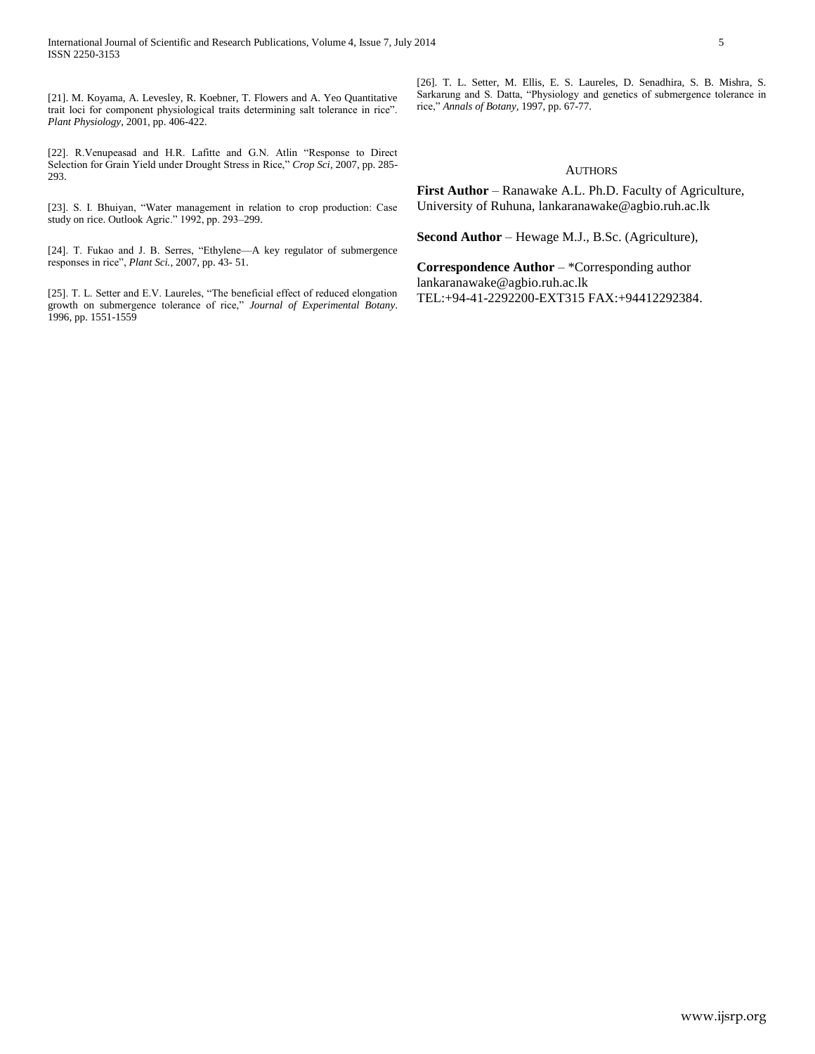[21]. M. Koyama, A. Levesley, R. Koebner, T. Flowers and A. Yeo Quantitative trait loci for component physiological traits determining salt tolerance in rice". *Plant Physiology*, 2001, pp. 406-422.

[22]. R.Venupeasad and H.R. Lafitte and G.N. Atlin "Response to Direct Selection for Grain Yield under Drought Stress in Rice," *Crop Sci,* 2007, pp. 285-293.

[23]. S. I. Bhuiyan, "Water management in relation to crop production: Case study on rice. Outlook Agric." 1992, pp. 293–299.

[24]. T. Fukao and J. B. Serres, "Ethylene—A key regulator of submergence responses in rice", *Plant Sci.,* 2007, pp. 43- 51.

[25]. T. L. Setter and E.V. Laureles, "The beneficial effect of reduced elongation growth on submergence tolerance of rice," *Journal of Experimental Botany*. 1996, pp. 1551-1559

[26]. T. L. Setter, M. Ellis, E. S. Laureles, D. Senadhira, S. B. Mishra, S. Sarkarung and S. Datta, "Physiology and genetics of submergence tolerance in rice," *Annals of Botany*, 1997, pp. 67-77.

## Authors

**First Author** – Ranawake A.L. Ph.D. Faculty of Agriculture, University of Ruhuna, lankaranawake@agbio.ruh.ac.lk

**Second Author** – Hewage M.J., B.Sc. (Agriculture),

**Correspondence Author** – *Corresponding author lankaranawake@agbio.ruh.ac.lk TEL:+94-41-2292200-EXT315 FAX:+94412292384.